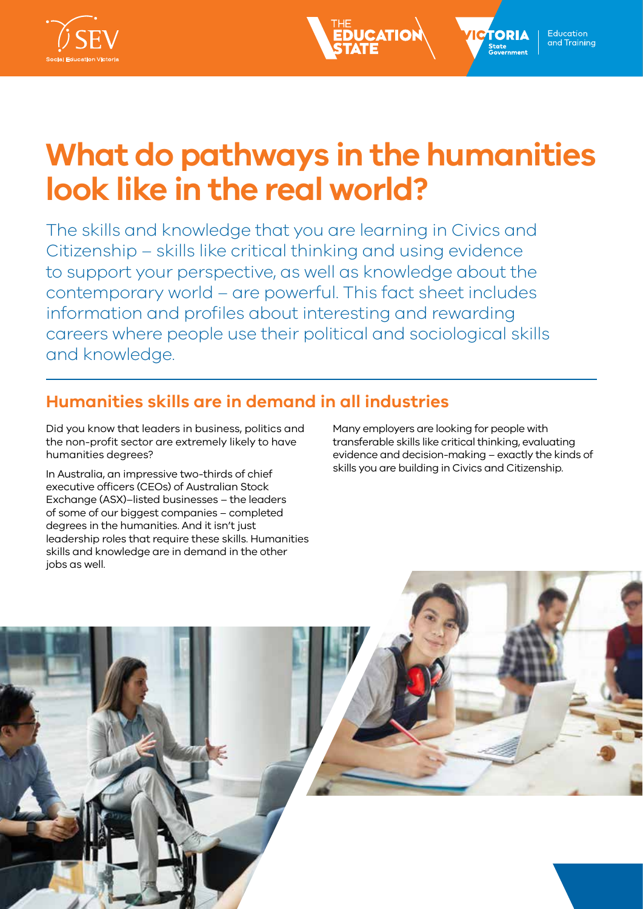# What do pathways in the humanities look like in the real world?

The skills and knowledge that you are learning in Civics and Citizenship – skills like critical thinking and using evidence to support your perspective, as well as knowledge about the contemporary world – are powerful. This fact sheet includes information and profiles about interesting and rewarding careers where people use their political and sociological skills and knowledge.

## Humanities skills are in demand in all industries

Did you know that leaders in business, politics and the non-profit sector are extremely likely to have humanities degrees?

In Australia, an impressive two-thirds of chief executive officers (CEOs) of Australian Stock Exchange (ASX)–listed businesses – the leaders of some of our biggest companies – completed degrees in the humanities. And it isn't just leadership roles that require these skills. Humanities skills and knowledge are in demand in the other jobs as well.

Many employers are looking for people with transferable skills like critical thinking, evaluating evidence and decision-making – exactly the kinds of skills you are building in Civics and Citizenship.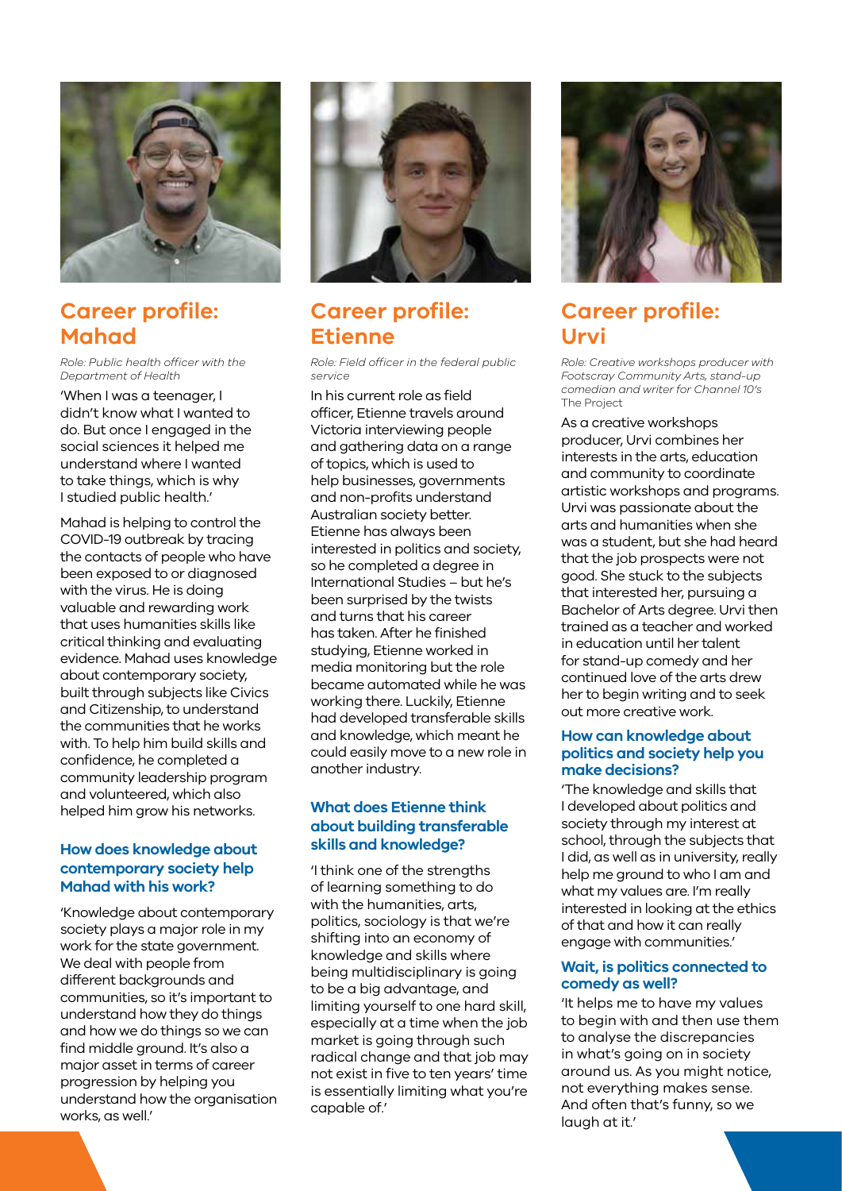## Career profile: Mahad

*Role: Public health officer with the Department of Health*

'When I was a teenager, I didn't know what I wanted to do. But once I engaged in the social sciences it helped me understand where I wanted to take things, which is why I studied public health.'

Mahad is helping to control the COVID-19 outbreak by tracing the contacts of people who have been exposed to or diagnosed with the virus. He is doing valuable and rewarding work that uses humanities skills like critical thinking and evaluating evidence. Mahad uses knowledge about contemporary society, built through subjects like Civics and Citizenship, to understand the communities that he works with. To help him build skills and confidence, he completed a community leadership program and volunteered, which also helped him grow his networks.

### How does knowledge about contemporary society help Mahad with his work?

'Knowledge about contemporary society plays a major role in my work for the state government. We deal with people from different backgrounds and communities, so it's important to understand how they do things and how we do things so we can find middle ground. It's also a major asset in terms of career progression by helping you understand how the organisation works, as well.'

## Career profile: Etienne

*Role: Field officer in the federal public service*

In his current role as field officer, Etienne travels around Victoria interviewing people and gathering data on a range of topics, which is used to help businesses, governments and non-profits understand Australian society better. Etienne has always been interested in politics and society, so he completed a degree in International Studies – but he's been surprised by the twists and turns that his career has taken. After he finished studying, Etienne worked in media monitoring but the role became automated while he was working there. Luckily, Etienne had developed transferable skills and knowledge, which meant he could easily move to a new role in another industry.

### What does Etienne think about building transferable skills and knowledge?

'I think one of the strengths of learning something to do with the humanities, arts, politics, sociology is that we're shifting into an economy of knowledge and skills where being multidisciplinary is going to be a big advantage, and limiting yourself to one hard skill, especially at a time when the job market is going through such radical change and that job may not exist in five to ten years' time is essentially limiting what you're capable of.'

## Career profile: Urvi

*Role: Creative workshops producer with Footscray Community Arts, stand-up comedian and writer for Channel 10's* The Project

As a creative workshops producer, Urvi combines her interests in the arts, education and community to coordinate artistic workshops and programs. Urvi was passionate about the arts and humanities when she was a student, but she had heard that the job prospects were not good. She stuck to the subjects that interested her, pursuing a Bachelor of Arts degree. Urvi then trained as a teacher and worked in education until her talent for stand-up comedy and her continued love of the arts drew her to begin writing and to seek out more creative work.

### How can knowledge about politics and society help you make decisions?

'The knowledge and skills that I developed about politics and society through my interest at school, through the subjects that I did, as well as in university, really help me ground to who I am and what my values are. I'm really interested in looking at the ethics of that and how it can really engage with communities.'

### Wait, is politics connected to comedy as well?

'It helps me to have my values to begin with and then use them to analyse the discrepancies in what's going on in society around us. As you might notice, not everything makes sense. And often that's funny, so we laugh at it.'